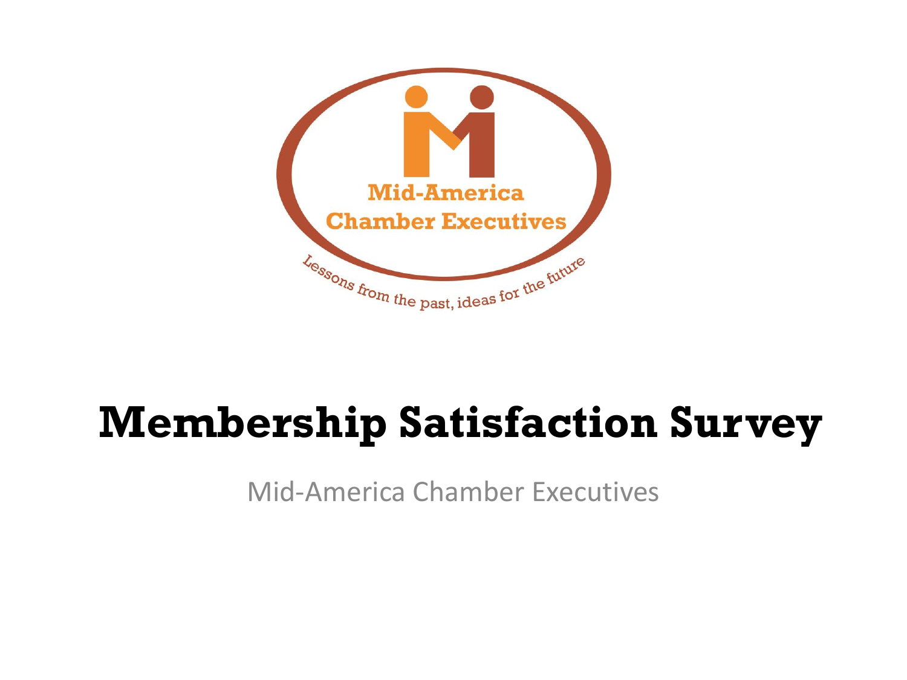Mid-America Chamber Executives

Lessons from the past, ideas for the future

# Membership Satisfaction Survey

Mid-America Chamber Executives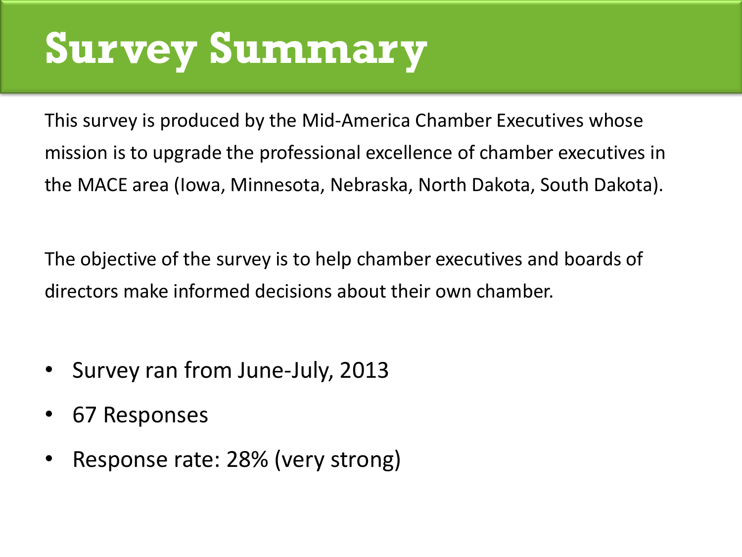# Survey Summary

This survey is produced by the Mid-America Chamber Executives whose mission is to upgrade the professional excellence of chamber executives in the MACE area (Iowa, Minnesota, Nebraska, North Dakota, South Dakota).

The objective of the survey is to help chamber executives and boards of directors make informed decisions about their own chamber.

- Survey ran from June-July, 2013
- 67 Responses
- Response rate: 28% (very strong)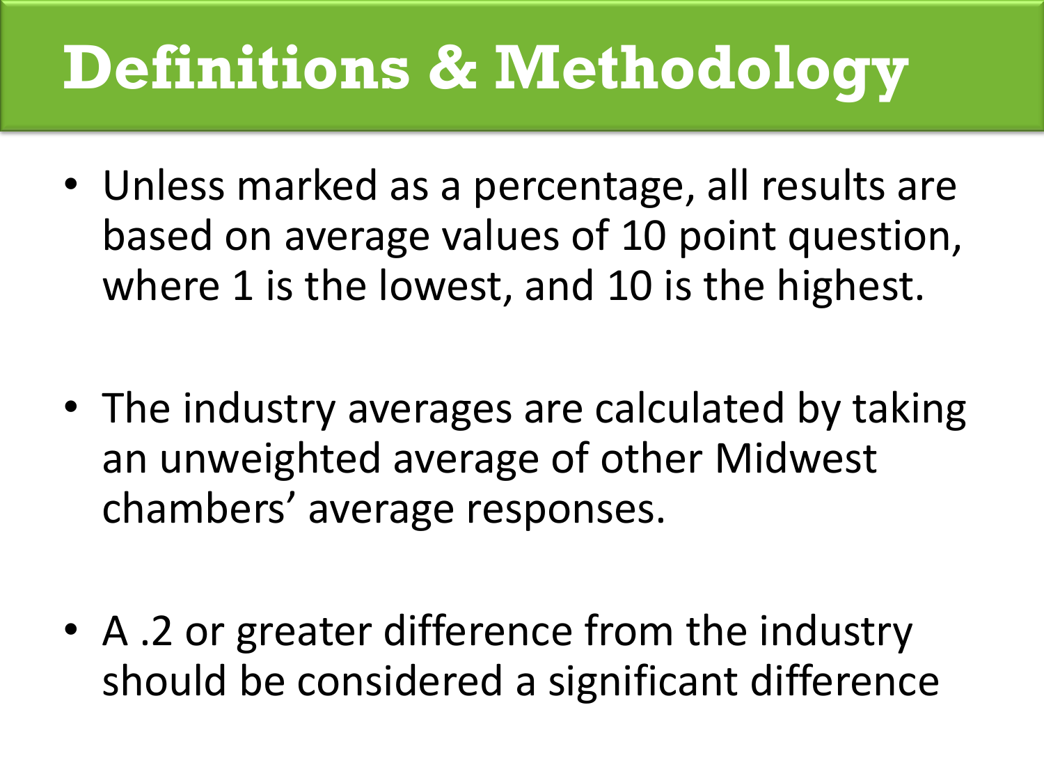# Definitions & Methodology

- Unless marked as a percentage, all results are based on average values of 10 point question, where 1 is the lowest, and 10 is the highest.
- The industry averages are calculated by taking an unweighted average of other Midwest chambers' average responses.
- A .2 or greater difference from the industry should be considered a significant difference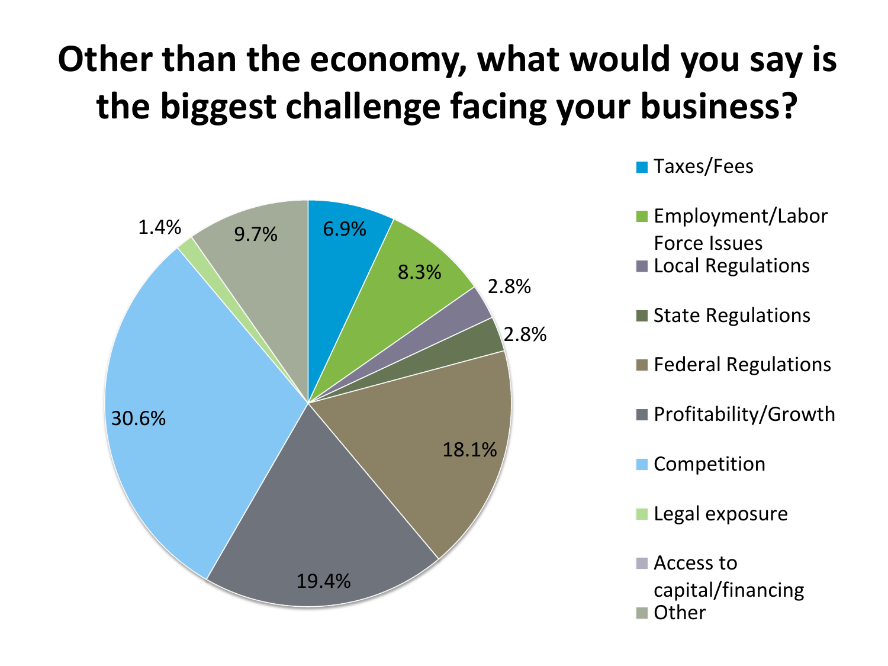# Other than the economy, what would you say is the biggest challenge facing your business?

| Category | Percentage |
|---|---|
| Taxes/Fees | 6.9% |
| Employment/Labor Force Issues | 8.3% |
| Local Regulations | 2.8% |
| State Regulations | 2.8% |
| Federal Regulations | 18.1% |
| Profitability/Growth | 19.4% |
| Competition | 30.6% |
| Legal exposure | 1.4% |
| Access to capital/financing | |
| Other | 9.7% |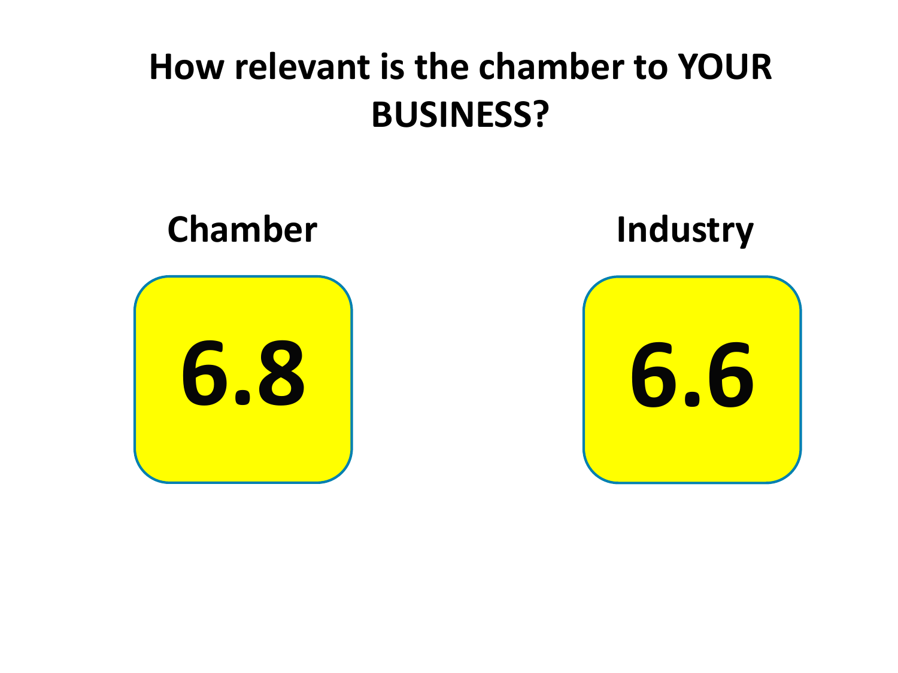# How relevant is the chamber to YOUR BUSINESS?

| Chamber | Industry |
| --- | --- |
| 6.8 | 6.6 |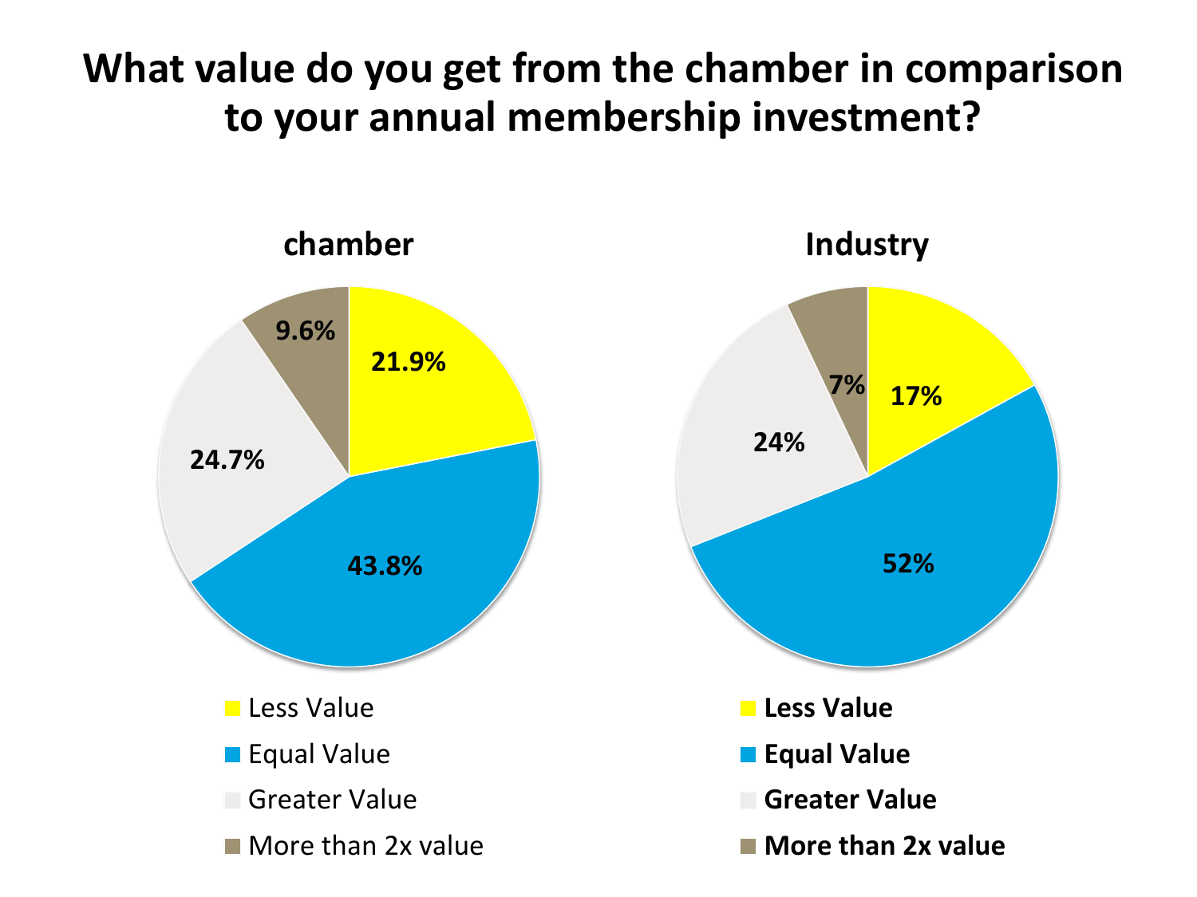# What value do you get from the chamber in comparison to your annual membership investment?

## chamber

| Response | Percentage |
|---|---|
| Less Value | 21.9% |
| Equal Value | 43.8% |
| Greater Value | 24.7% |
| More than 2x value | 9.6% |

## Industry

| Response | Percentage |
|---|---|
| Less Value | 17% |
| Equal Value | 52% |
| Greater Value | 24% |
| More than 2x value | 7% |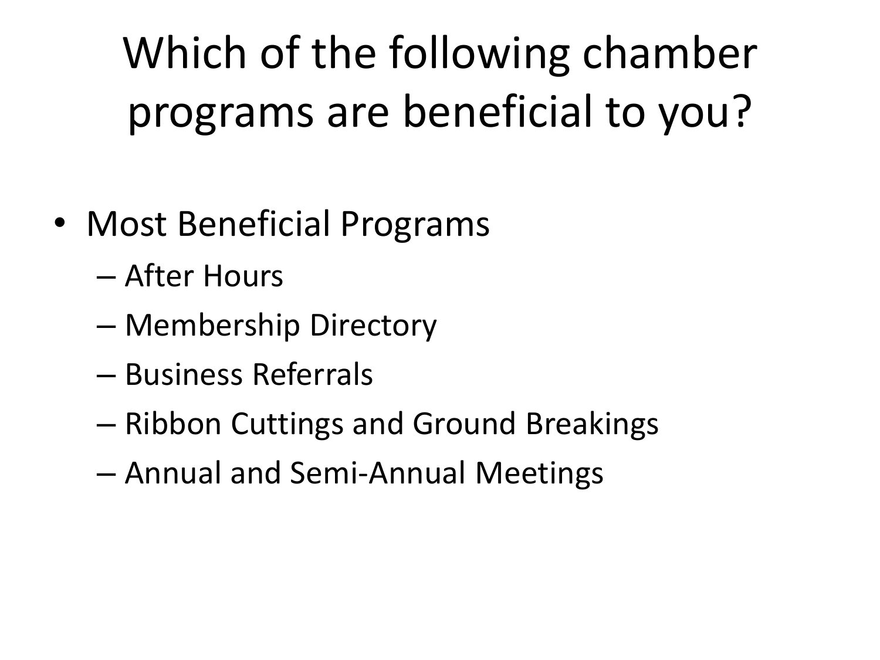# Which of the following chamber programs are beneficial to you?

- Most Beneficial Programs
  - After Hours
  - Membership Directory
  - Business Referrals
  - Ribbon Cuttings and Ground Breakings
  - Annual and Semi-Annual Meetings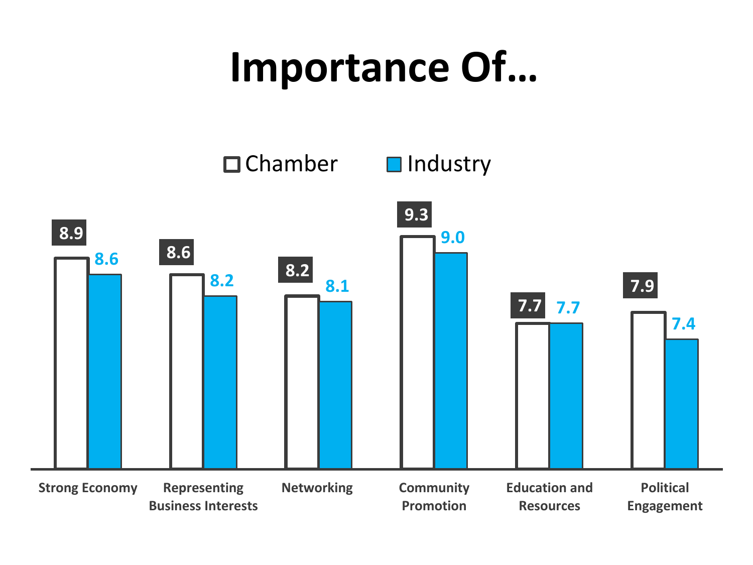# Importance Of…

| | Chamber | Industry |
|---|---|---|
| Strong Economy | 8.9 | 8.6 |
| Representing Business Interests | 8.6 | 8.2 |
| Networking | 8.2 | 8.1 |
| Community Promotion | 9.3 | 9.0 |
| Education and Resources | 7.7 | 7.7 |
| Political Engagement | 7.9 | 7.4 |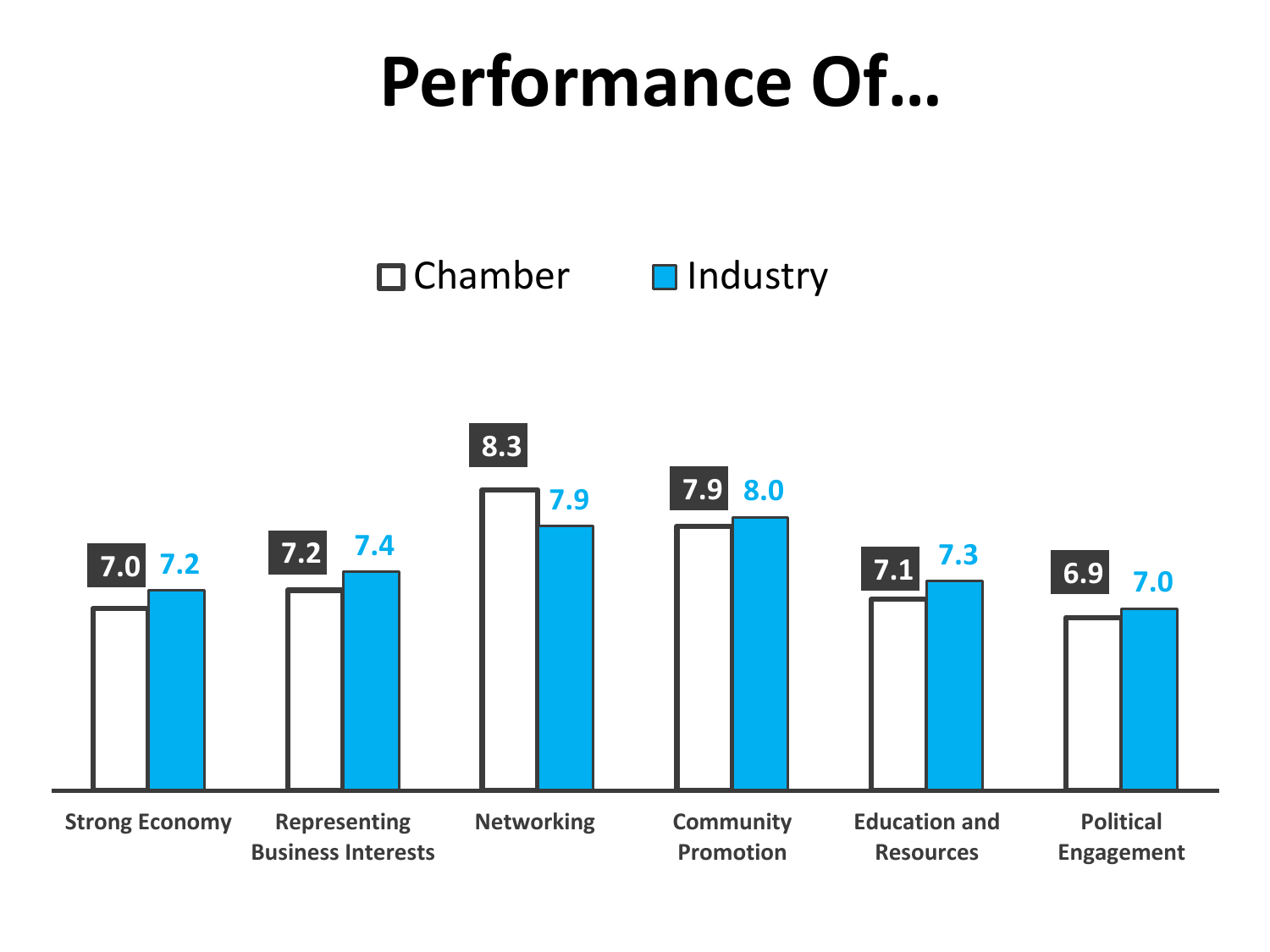# Performance Of…

| | Chamber | Industry |
|---|---|---|
| Strong Economy | 7.0 | 7.2 |
| Representing Business Interests | 7.2 | 7.4 |
| Networking | 8.3 | 7.9 |
| Community Promotion | 7.9 | 8.0 |
| Education and Resources | 7.1 | 7.3 |
| Political Engagement | 6.9 | 7.0 |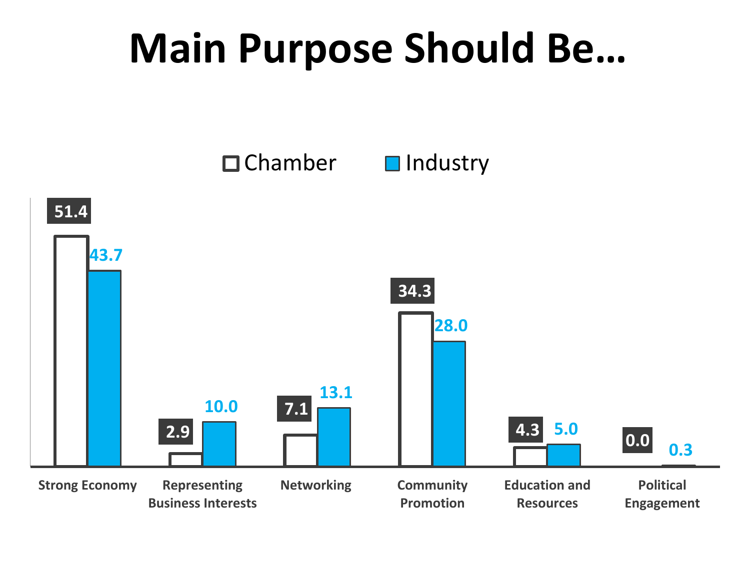# Main Purpose Should Be…

| | Chamber | Industry |
| --- | --- | --- |
| Strong Economy | 51.4 | 43.7 |
| Representing Business Interests | 2.9 | 10.0 |
| Networking | 7.1 | 13.1 |
| Community Promotion | 34.3 | 28.0 |
| Education and Resources | 4.3 | 5.0 |
| Political Engagement | 0.0 | 0.3 |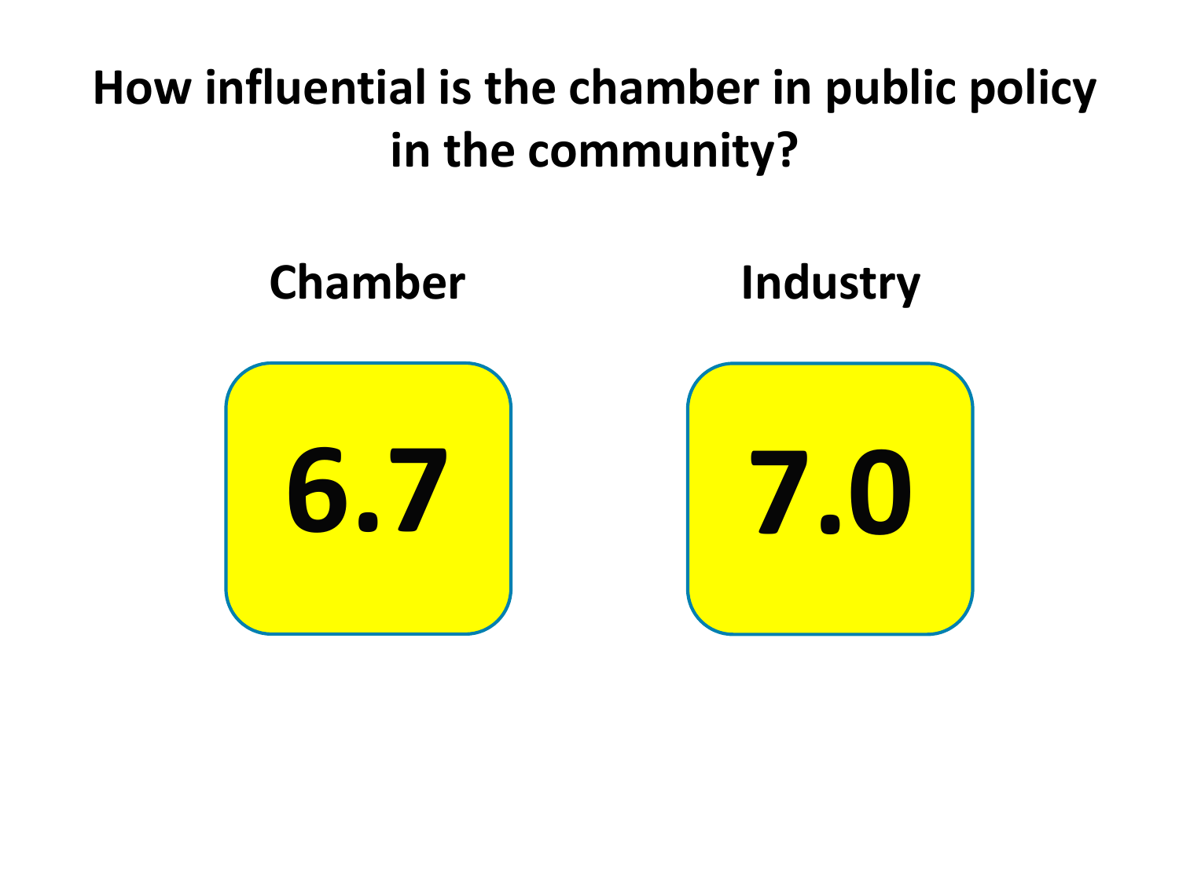# How influential is the chamber in public policy in the community?

| Chamber | Industry |
| --- | --- |
| 6.7 | 7.0 |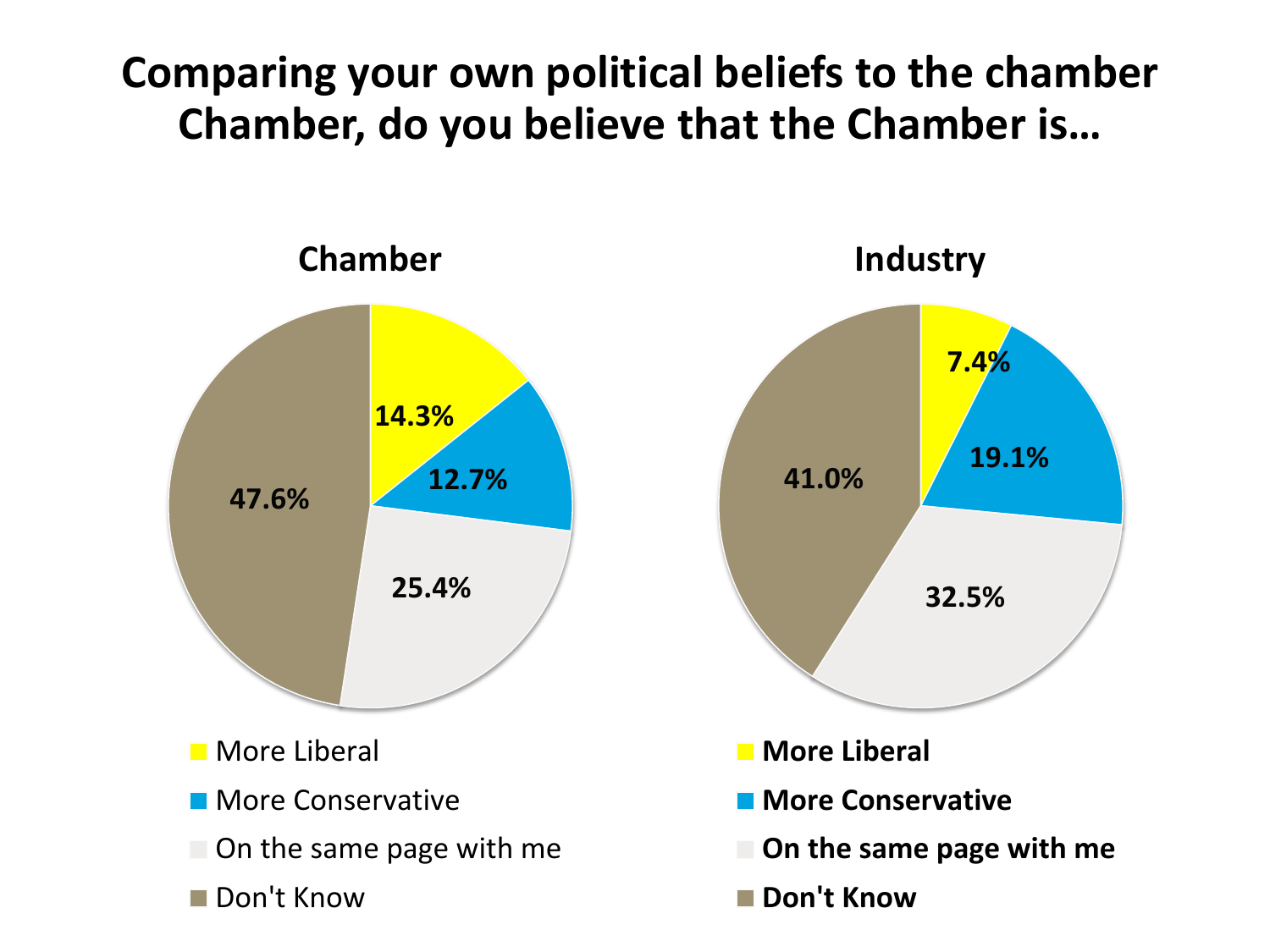# Comparing your own political beliefs to the chamber Chamber, do you believe that the Chamber is…

## Chamber

| Response | Percentage |
|---|---|
| More Liberal | 14.3% |
| More Conservative | 12.7% |
| On the same page with me | 25.4% |
| Don't Know | 47.6% |

## Industry

| Response | Percentage |
|---|---|
| More Liberal | 7.4% |
| More Conservative | 19.1% |
| On the same page with me | 32.5% |
| Don't Know | 41.0% |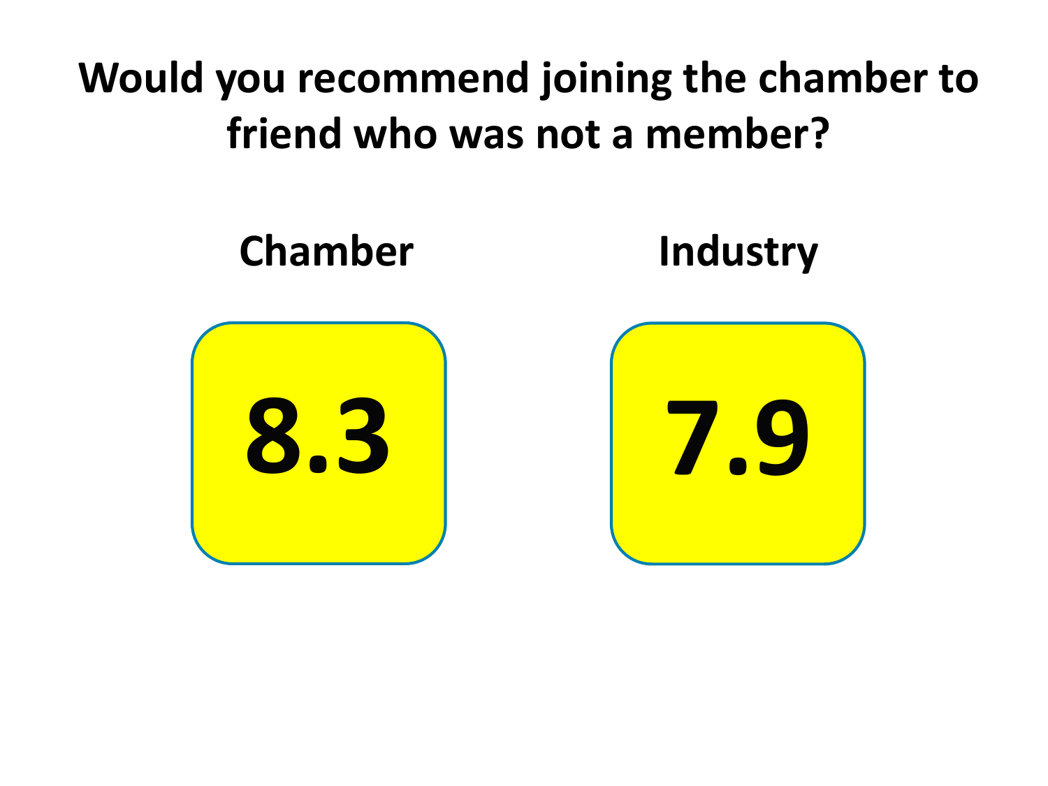# Would you recommend joining the chamber to friend who was not a member?

| Chamber | Industry |
| --- | --- |
| 8.3 | 7.9 |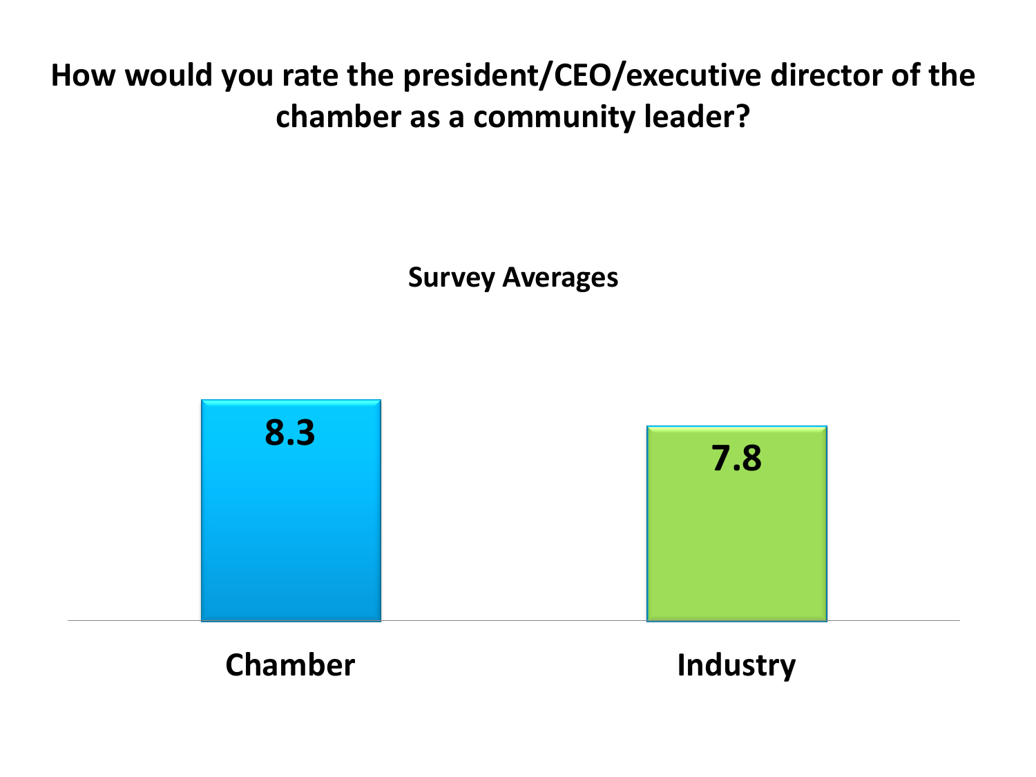# How would you rate the president/CEO/executive director of the chamber as a community leader?

**Survey Averages**

| Chamber | Industry |
| --- | --- |
| 8.3 | 7.8 |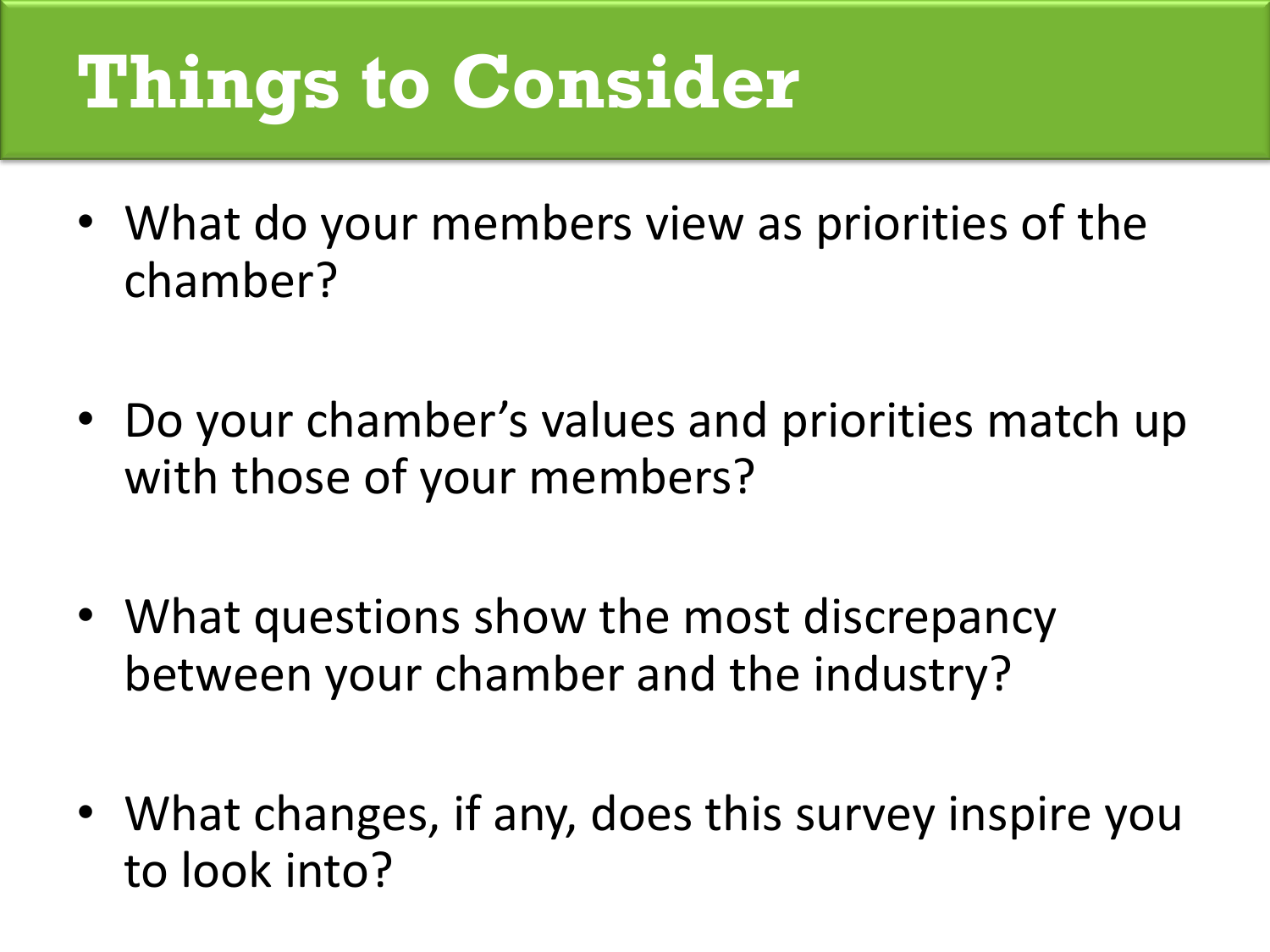# Things to Consider

- What do your members view as priorities of the chamber?
- Do your chamber's values and priorities match up with those of your members?
- What questions show the most discrepancy between your chamber and the industry?
- What changes, if any, does this survey inspire you to look into?